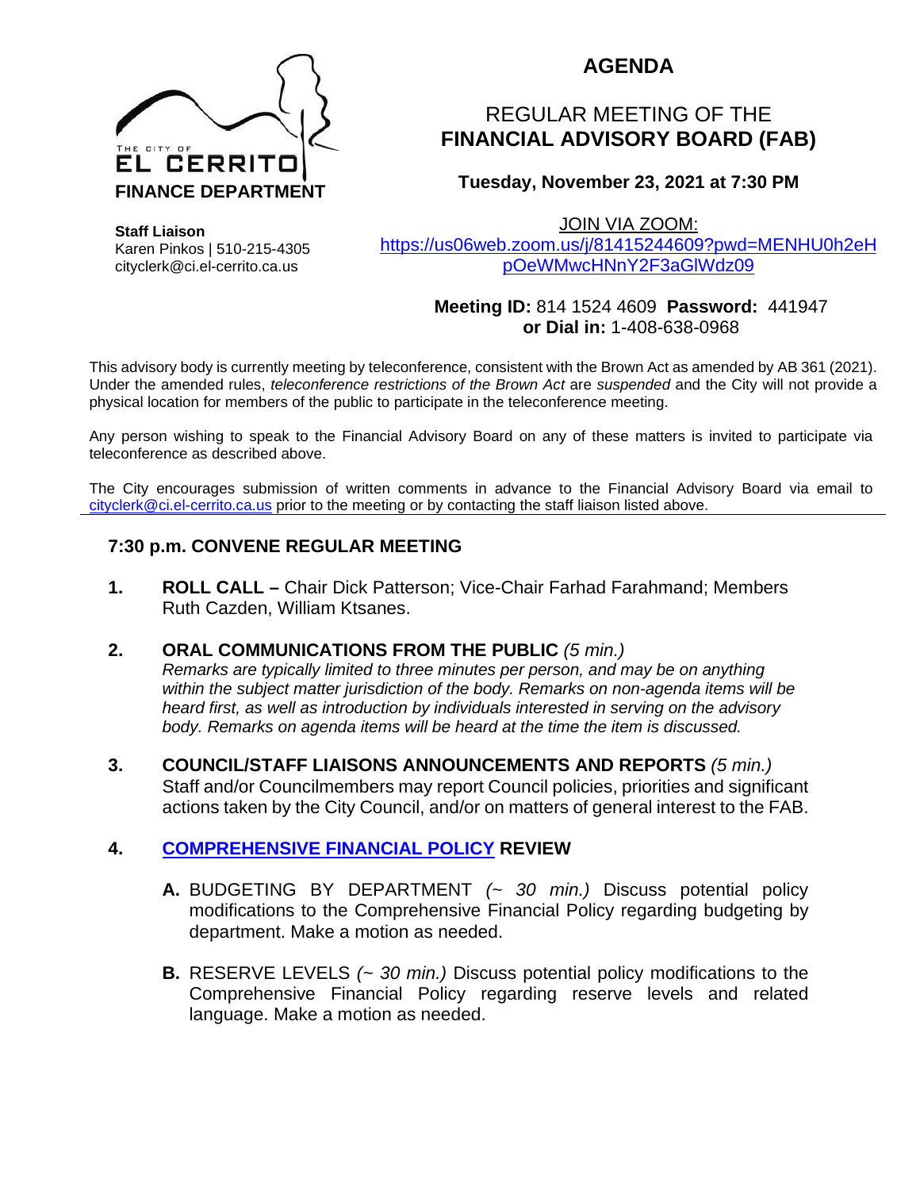THE CITY OF
**EL CERRITO**
**FINANCE DEPARTMENT**

**Staff Liaison**
Karen Pinkos | 510-215-4305
cityclerk@ci.el-cerrito.ca.us

# AGENDA

## REGULAR MEETING OF THE **FINANCIAL ADVISORY BOARD (FAB)**

**Tuesday, November 23, 2021 at 7:30 PM**

JOIN VIA ZOOM:
https://us06web.zoom.us/j/81415244609?pwd=MENHU0h2eHpOeWMwcHNnY2F3aGlWdz09

**Meeting ID:** 814 1524 4609 **Password:** 441947
**or Dial in:** 1-408-638-0968

This advisory body is currently meeting by teleconference, consistent with the Brown Act as amended by AB 361 (2021). Under the amended rules, *teleconference restrictions of the Brown Act* are *suspended* and the City will not provide a physical location for members of the public to participate in the teleconference meeting.

Any person wishing to speak to the Financial Advisory Board on any of these matters is invited to participate via teleconference as described above.

The City encourages submission of written comments in advance to the Financial Advisory Board via email to cityclerk@ci.el-cerrito.ca.us prior to the meeting or by contacting the staff liaison listed above.

---

### 7:30 p.m. CONVENE REGULAR MEETING

**1. ROLL CALL –** Chair Dick Patterson; Vice-Chair Farhad Farahmand; Members Ruth Cazden, William Ktsanes.

**2. ORAL COMMUNICATIONS FROM THE PUBLIC** *(5 min.)*
*Remarks are typically limited to three minutes per person, and may be on anything within the subject matter jurisdiction of the body. Remarks on non-agenda items will be heard first, as well as introduction by individuals interested in serving on the advisory body. Remarks on agenda items will be heard at the time the item is discussed.*

**3. COUNCIL/STAFF LIAISONS ANNOUNCEMENTS AND REPORTS** *(5 min.)*
Staff and/or Councilmembers may report Council policies, priorities and significant actions taken by the City Council, and/or on matters of general interest to the FAB.

**4. COMPREHENSIVE FINANCIAL POLICY REVIEW**

- **A.** BUDGETING BY DEPARTMENT *(~ 30 min.)* Discuss potential policy modifications to the Comprehensive Financial Policy regarding budgeting by department. Make a motion as needed.

- **B.** RESERVE LEVELS *(~ 30 min.)* Discuss potential policy modifications to the Comprehensive Financial Policy regarding reserve levels and related language. Make a motion as needed.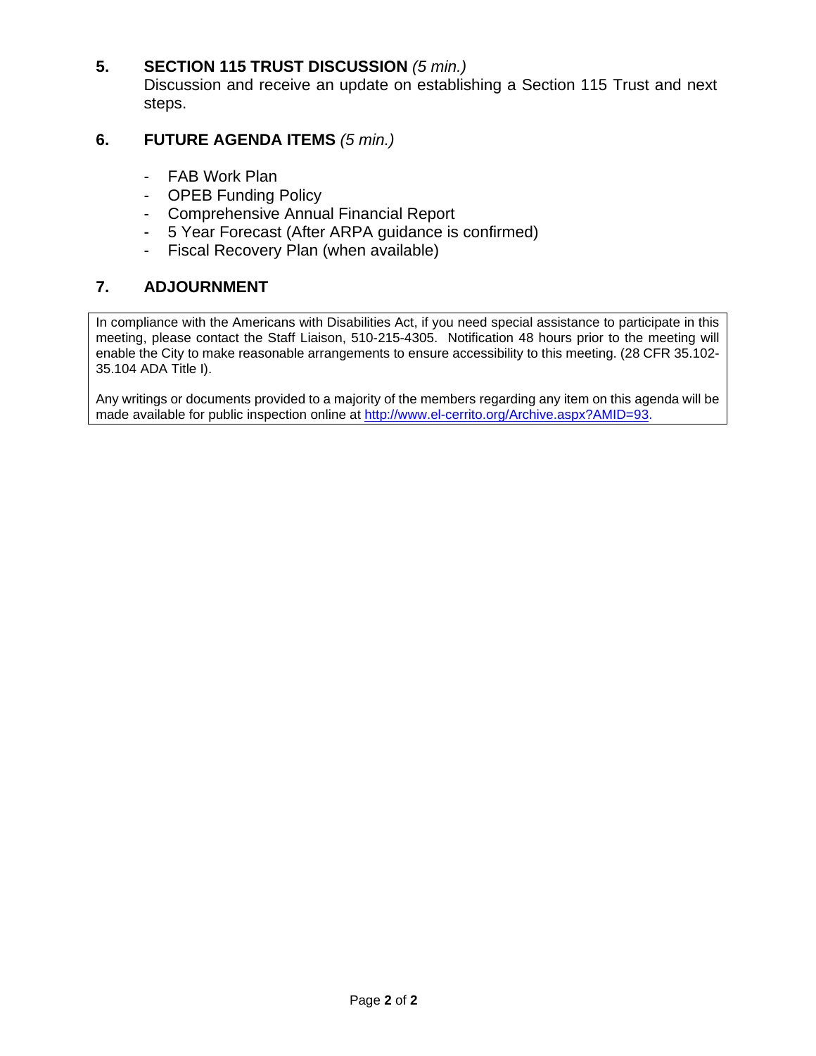## 5. SECTION 115 TRUST DISCUSSION *(5 min.)*

Discussion and receive an update on establishing a Section 115 Trust and next steps.

## 6. FUTURE AGENDA ITEMS *(5 min.)*

- FAB Work Plan
- OPEB Funding Policy
- Comprehensive Annual Financial Report
- 5 Year Forecast (After ARPA guidance is confirmed)
- Fiscal Recovery Plan (when available)

## 7. ADJOURNMENT

In compliance with the Americans with Disabilities Act, if you need special assistance to participate in this meeting, please contact the Staff Liaison, 510-215-4305. Notification 48 hours prior to the meeting will enable the City to make reasonable arrangements to ensure accessibility to this meeting. (28 CFR 35.102-35.104 ADA Title I).

Any writings or documents provided to a majority of the members regarding any item on this agenda will be made available for public inspection online at [http://www.el-cerrito.org/Archive.aspx?AMID=93](http://www.el-cerrito.org/Archive.aspx?AMID=93).